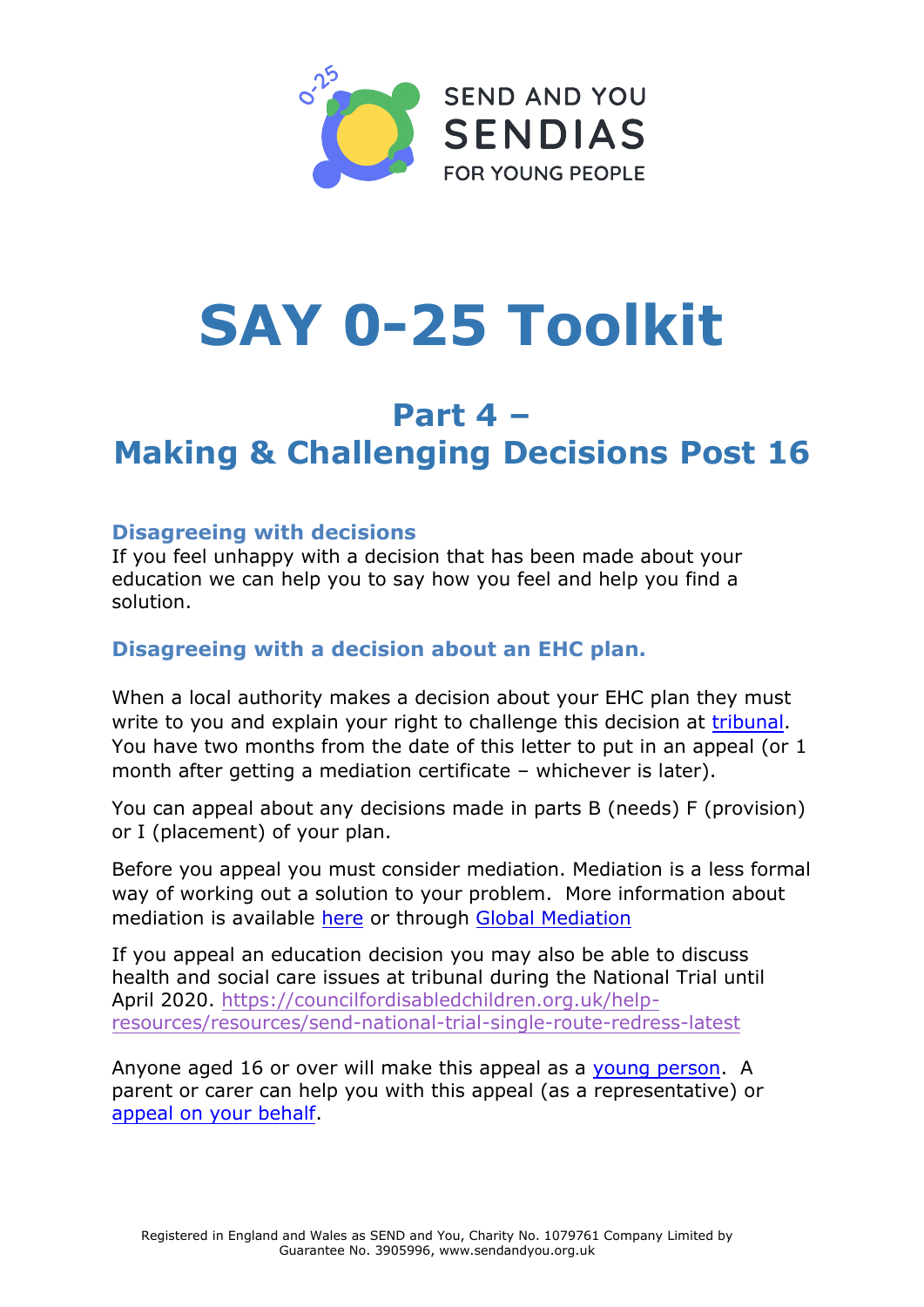SEND AND YOU
SENDIAS
FOR YOUNG PEOPLE

# SAY 0-25 Toolkit

## Part 4 – Making & Challenging Decisions Post 16

### Disagreeing with decisions

If you feel unhappy with a decision that has been made about your education we can help you to say how you feel and help you find a solution.

### Disagreeing with a decision about an EHC plan.

When a local authority makes a decision about your EHC plan they must write to you and explain your right to challenge this decision at tribunal. You have two months from the date of this letter to put in an appeal (or 1 month after getting a mediation certificate – whichever is later).

You can appeal about any decisions made in parts B (needs) F (provision) or I (placement) of your plan.

Before you appeal you must consider mediation. Mediation is a less formal way of working out a solution to your problem. More information about mediation is available here or through Global Mediation

If you appeal an education decision you may also be able to discuss health and social care issues at tribunal during the National Trial until April 2020. https://councilfordisabledchildren.org.uk/help-resources/resources/send-national-trial-single-route-redress-latest

Anyone aged 16 or over will make this appeal as a young person. A parent or carer can help you with this appeal (as a representative) or appeal on your behalf.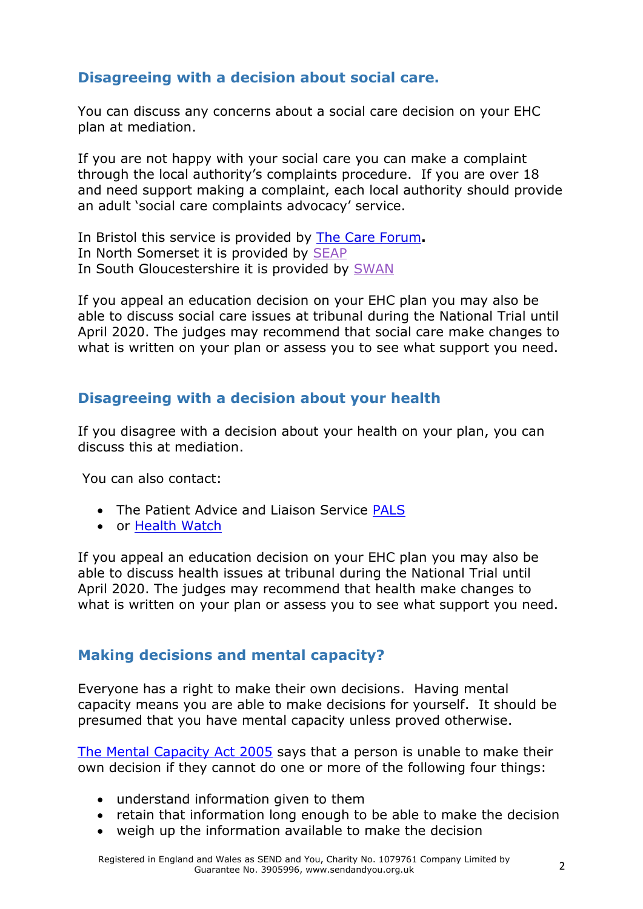## Disagreeing with a decision about social care.

You can discuss any concerns about a social care decision on your EHC plan at mediation.

If you are not happy with your social care you can make a complaint through the local authority's complaints procedure. If you are over 18 and need support making a complaint, each local authority should provide an adult 'social care complaints advocacy' service.

In Bristol this service is provided by The Care Forum.
In North Somerset it is provided by SEAP
In South Gloucestershire it is provided by SWAN

If you appeal an education decision on your EHC plan you may also be able to discuss social care issues at tribunal during the National Trial until April 2020. The judges may recommend that social care make changes to what is written on your plan or assess you to see what support you need.

## Disagreeing with a decision about your health

If you disagree with a decision about your health on your plan, you can discuss this at mediation.

You can also contact:

- The Patient Advice and Liaison Service PALS
- or Health Watch

If you appeal an education decision on your EHC plan you may also be able to discuss health issues at tribunal during the National Trial until April 2020. The judges may recommend that health make changes to what is written on your plan or assess you to see what support you need.

## Making decisions and mental capacity?

Everyone has a right to make their own decisions. Having mental capacity means you are able to make decisions for yourself. It should be presumed that you have mental capacity unless proved otherwise.

The Mental Capacity Act 2005 says that a person is unable to make their own decision if they cannot do one or more of the following four things:

- understand information given to them
- retain that information long enough to be able to make the decision
- weigh up the information available to make the decision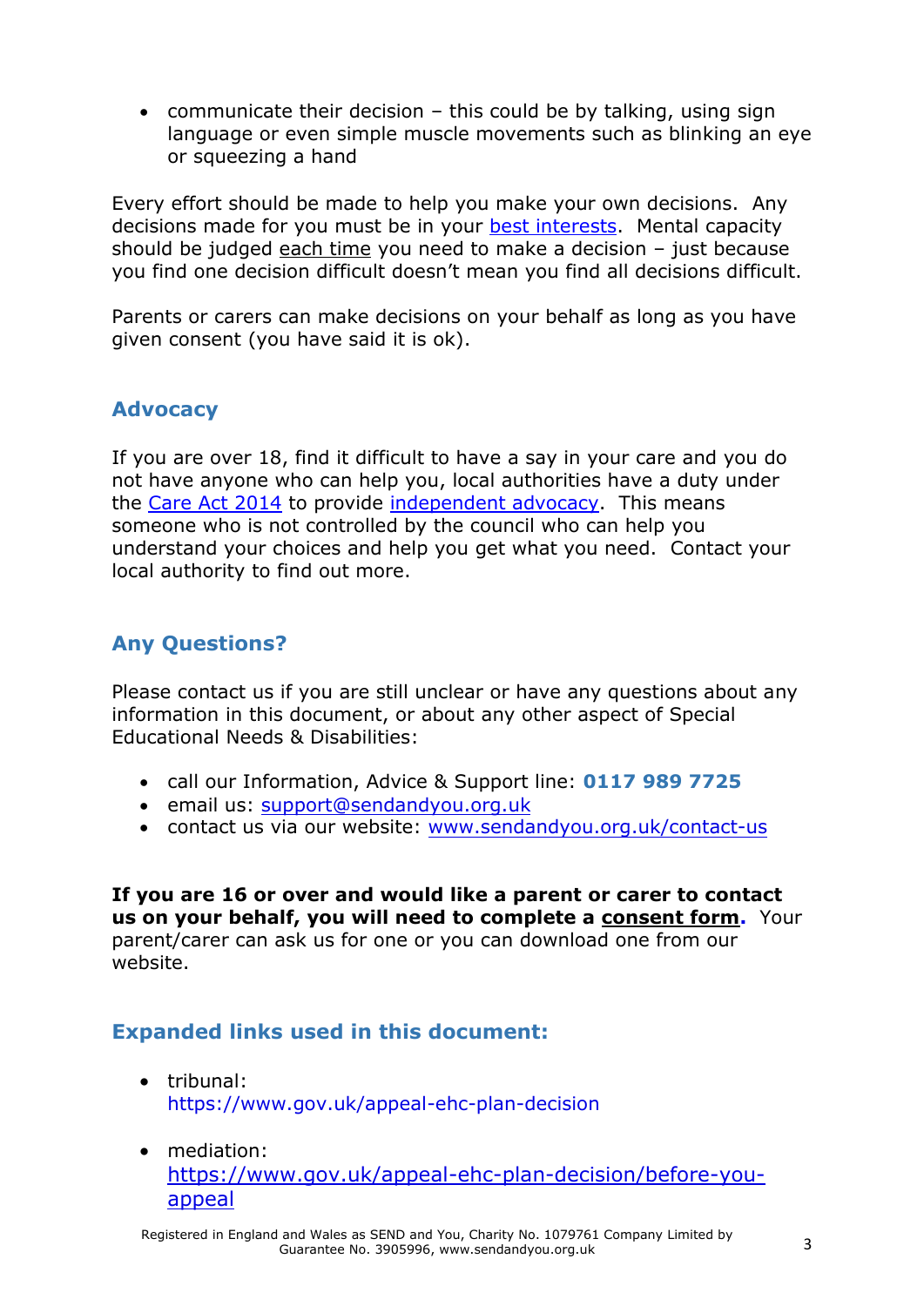- communicate their decision – this could be by talking, using sign language or even simple muscle movements such as blinking an eye or squeezing a hand

Every effort should be made to help you make your own decisions. Any decisions made for you must be in your best interests. Mental capacity should be judged each time you need to make a decision – just because you find one decision difficult doesn't mean you find all decisions difficult.

Parents or carers can make decisions on your behalf as long as you have given consent (you have said it is ok).

## Advocacy

If you are over 18, find it difficult to have a say in your care and you do not have anyone who can help you, local authorities have a duty under the Care Act 2014 to provide independent advocacy. This means someone who is not controlled by the council who can help you understand your choices and help you get what you need. Contact your local authority to find out more.

## Any Questions?

Please contact us if you are still unclear or have any questions about any information in this document, or about any other aspect of Special Educational Needs & Disabilities:

- call our Information, Advice & Support line: **0117 989 7725**
- email us: support@sendandyou.org.uk
- contact us via our website: www.sendandyou.org.uk/contact-us

**If you are 16 or over and would like a parent or carer to contact us on your behalf, you will need to complete a consent form.** Your parent/carer can ask us for one or you can download one from our website.

## Expanded links used in this document:

- tribunal: https://www.gov.uk/appeal-ehc-plan-decision
- mediation: https://www.gov.uk/appeal-ehc-plan-decision/before-you-appeal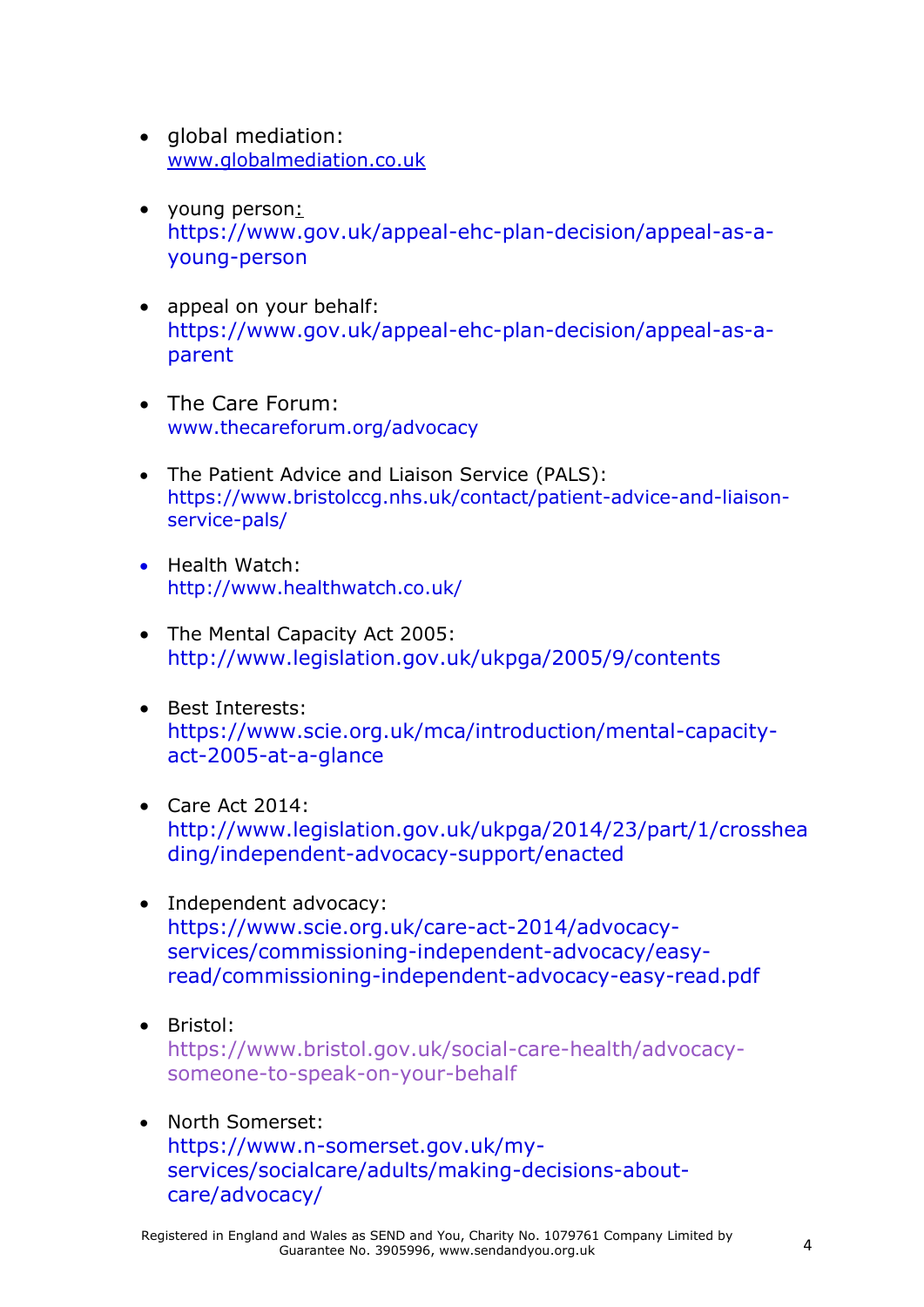- global mediation: www.globalmediation.co.uk

- young person: https://www.gov.uk/appeal-ehc-plan-decision/appeal-as-a-young-person

- appeal on your behalf: https://www.gov.uk/appeal-ehc-plan-decision/appeal-as-a-parent

- The Care Forum: www.thecareforum.org/advocacy

- The Patient Advice and Liaison Service (PALS): https://www.bristolccg.nhs.uk/contact/patient-advice-and-liaison-service-pals/

- Health Watch: http://www.healthwatch.co.uk/

- The Mental Capacity Act 2005: http://www.legislation.gov.uk/ukpga/2005/9/contents

- Best Interests: https://www.scie.org.uk/mca/introduction/mental-capacity-act-2005-at-a-glance

- Care Act 2014: http://www.legislation.gov.uk/ukpga/2014/23/part/1/crossheading/independent-advocacy-support/enacted

- Independent advocacy: https://www.scie.org.uk/care-act-2014/advocacy-services/commissioning-independent-advocacy/easy-read/commissioning-independent-advocacy-easy-read.pdf

- Bristol: https://www.bristol.gov.uk/social-care-health/advocacy-someone-to-speak-on-your-behalf

- North Somerset: https://www.n-somerset.gov.uk/my-services/socialcare/adults/making-decisions-about-care/advocacy/

Registered in England and Wales as SEND and You, Charity No. 1079761 Company Limited by Guarantee No. 3905996, www.sendandyou.org.uk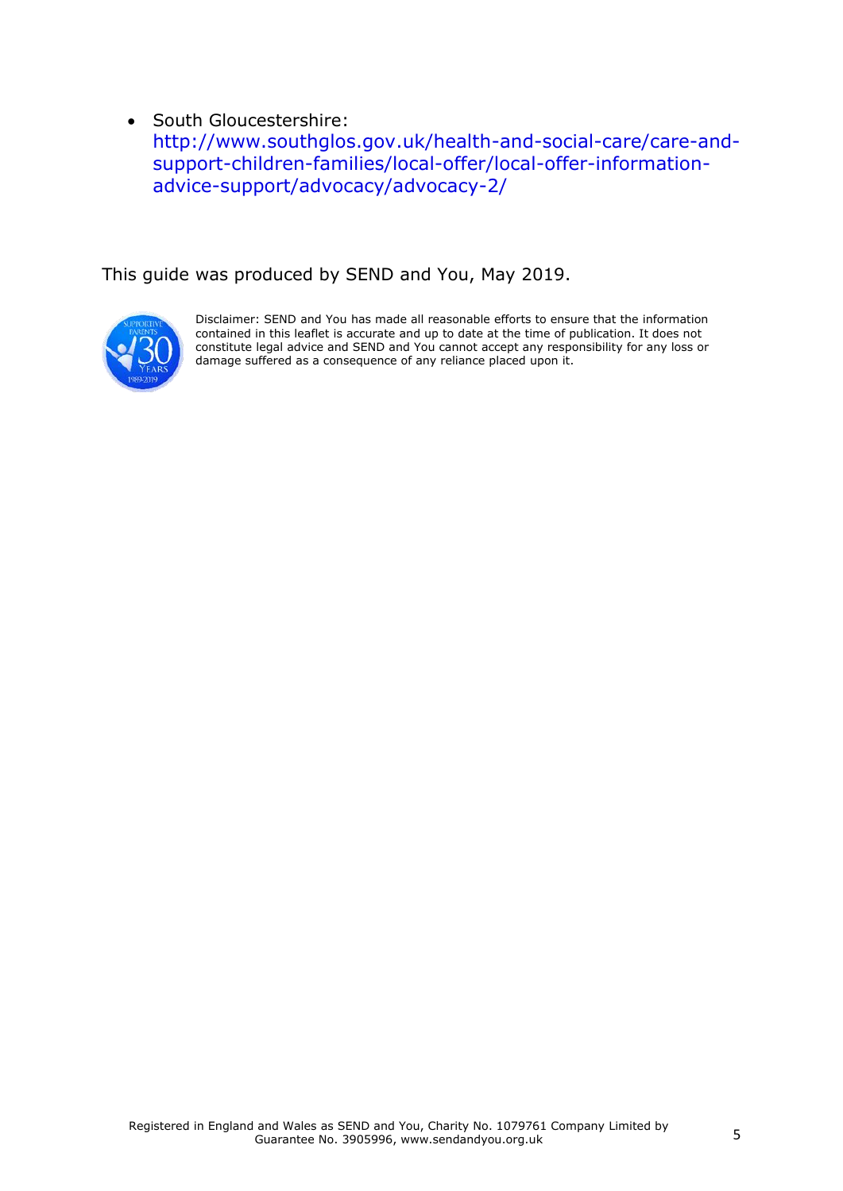- South Gloucestershire: http://www.southglos.gov.uk/health-and-social-care/care-and-support-children-families/local-offer/local-offer-information-advice-support/advocacy/advocacy-2/

This guide was produced by SEND and You, May 2019.

Disclaimer: SEND and You has made all reasonable efforts to ensure that the information contained in this leaflet is accurate and up to date at the time of publication. It does not constitute legal advice and SEND and You cannot accept any responsibility for any loss or damage suffered as a consequence of any reliance placed upon it.

Registered in England and Wales as SEND and You, Charity No. 1079761 Company Limited by Guarantee No. 3905996, www.sendandyou.org.uk